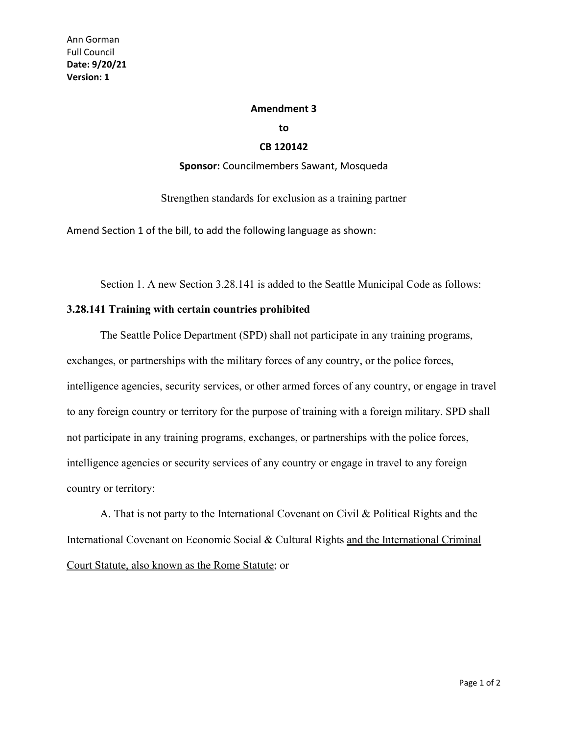Ann Gorman
Full Council
**Date: 9/20/21**
**Version: 1**

**Amendment 3**

**to**

**CB 120142**

**Sponsor:** Councilmembers Sawant, Mosqueda

Strengthen standards for exclusion as a training partner

Amend Section 1 of the bill, to add the following language as shown:

Section 1. A new Section 3.28.141 is added to the Seattle Municipal Code as follows:

**3.28.141 Training with certain countries prohibited**

The Seattle Police Department (SPD) shall not participate in any training programs, exchanges, or partnerships with the military forces of any country, or the police forces, intelligence agencies, security services, or other armed forces of any country, or engage in travel to any foreign country or territory for the purpose of training with a foreign military. SPD shall not participate in any training programs, exchanges, or partnerships with the police forces, intelligence agencies or security services of any country or engage in travel to any foreign country or territory:

A. That is not party to the International Covenant on Civil & Political Rights and the International Covenant on Economic Social & Cultural Rights <u>and the International Criminal Court Statute, also known as the Rome Statute</u>; or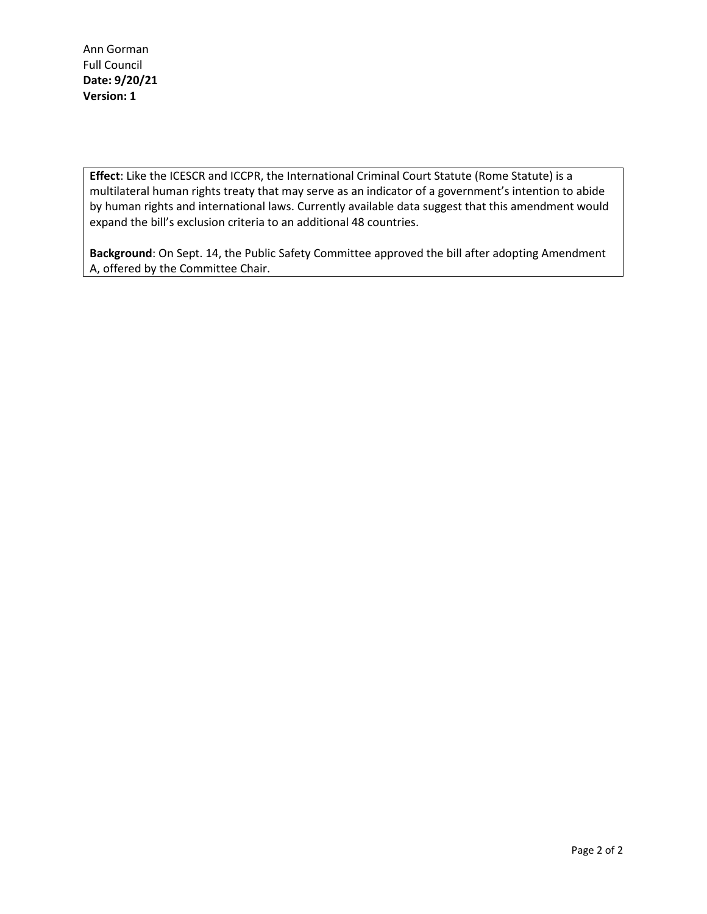Ann Gorman
Full Council
**Date: 9/20/21**
**Version: 1**

**Effect**: Like the ICESCR and ICCPR, the International Criminal Court Statute (Rome Statute) is a multilateral human rights treaty that may serve as an indicator of a government's intention to abide by human rights and international laws. Currently available data suggest that this amendment would expand the bill's exclusion criteria to an additional 48 countries.

**Background**: On Sept. 14, the Public Safety Committee approved the bill after adopting Amendment A, offered by the Committee Chair.